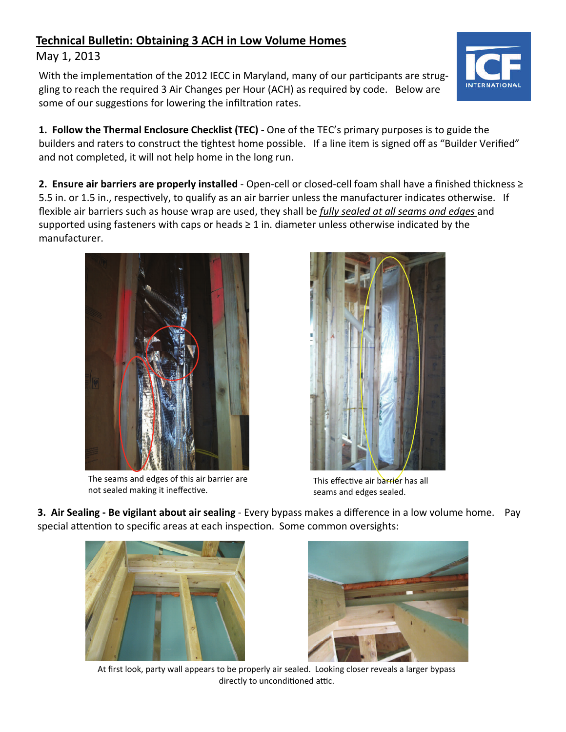## Technical Bulletin: Obtaining 3 ACH in Low Volume Homes

May 1, 2013

With the implementation of the 2012 IECC in Maryland, many of our participants are struggling to reach the required 3 Air Changes per Hour (ACH) as required by code. Below are some of our suggestions for lowering the infiltration rates.

**1. Follow the Thermal Enclosure Checklist (TEC) -** One of the TEC's primary purposes is to guide the builders and raters to construct the tightest home possible. If a line item is signed off as "Builder Verified" and not completed, it will not help home in the long run.

**2. Ensure air barriers are properly installed** - Open-cell or closed-cell foam shall have a finished thickness ≥ 5.5 in. or 1.5 in., respectively, to qualify as an air barrier unless the manufacturer indicates otherwise. If flexible air barriers such as house wrap are used, they shall be ***fully sealed at all seams and edges*** and supported using fasteners with caps or heads ≥ 1 in. diameter unless otherwise indicated by the manufacturer.

The seams and edges of this air barrier are not sealed making it ineffective.

This effective air barrier has all seams and edges sealed.

**3. Air Sealing - Be vigilant about air sealing** - Every bypass makes a difference in a low volume home. Pay special attention to specific areas at each inspection. Some common oversights:

At first look, party wall appears to be properly air sealed. Looking closer reveals a larger bypass directly to unconditioned attic.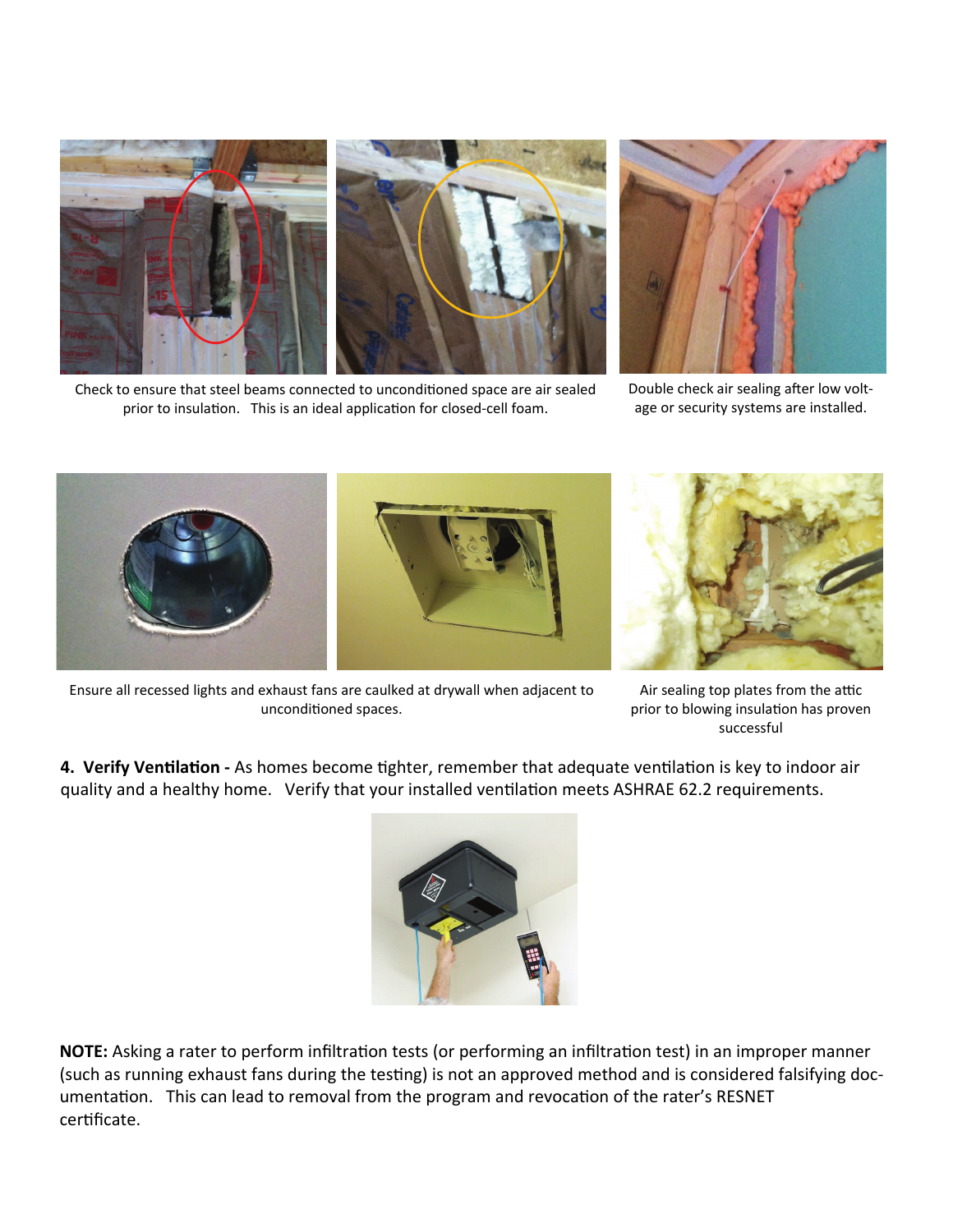Check to ensure that steel beams connected to unconditioned space are air sealed prior to insulation. This is an ideal application for closed-cell foam.

Double check air sealing after low voltage or security systems are installed.

Ensure all recessed lights and exhaust fans are caulked at drywall when adjacent to unconditioned spaces.

Air sealing top plates from the attic prior to blowing insulation has proven successful

**4. Verify Ventilation -** As homes become tighter, remember that adequate ventilation is key to indoor air quality and a healthy home. Verify that your installed ventilation meets ASHRAE 62.2 requirements.

**NOTE:** Asking a rater to perform infiltration tests (or performing an infiltration test) in an improper manner (such as running exhaust fans during the testing) is not an approved method and is considered falsifying documentation. This can lead to removal from the program and revocation of the rater's RESNET certificate.